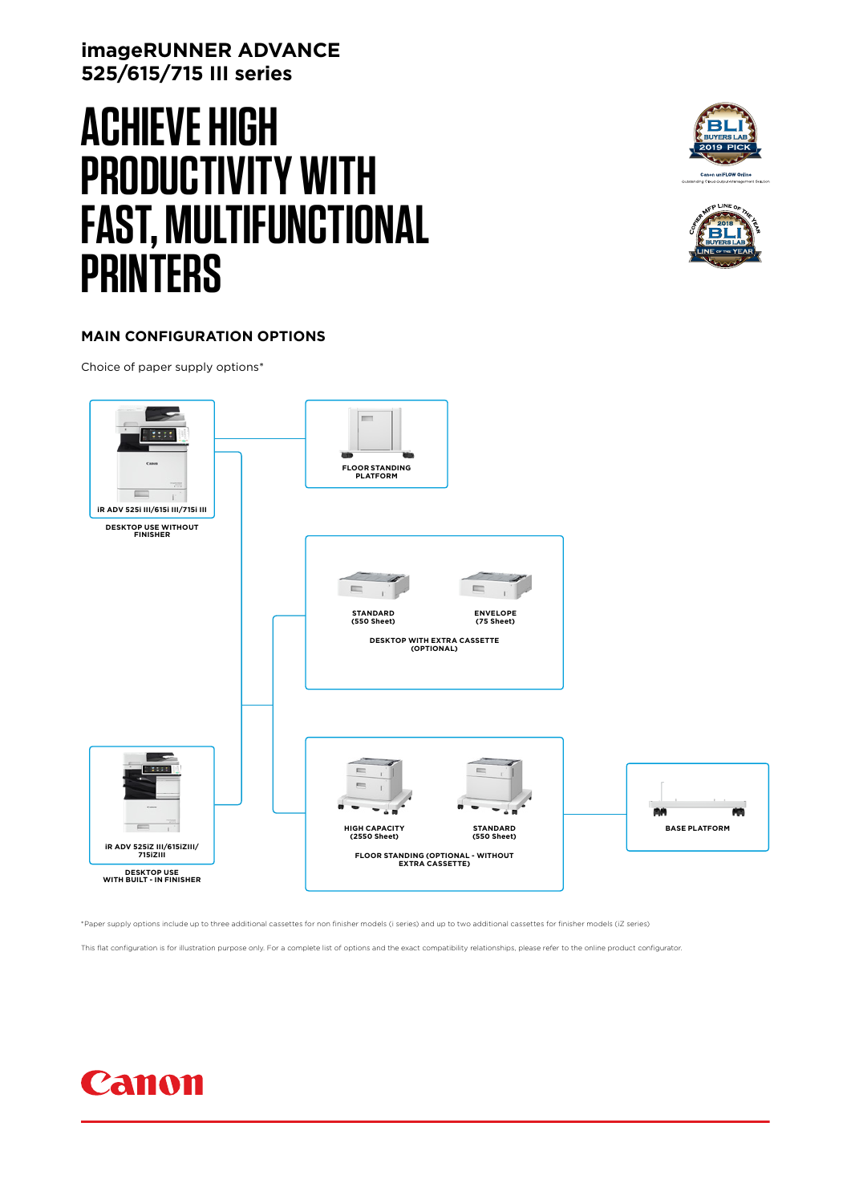**imageRUNNER ADVANCE 525/615/715 III series**

# ACHIEVE HIGH PRODUCTIVITY WITH FAST, MULTIFUNCTIONAL PRINTERS

BLI BUYERS LAB 2019 PICK — Canon uniFLOW Online — Outstanding Cloud Output Management Solution

COPIER MFP LINE OF THE YEAR — 2018 BLI BUYERS LAB — LINE OF THE YEAR

## MAIN CONFIGURATION OPTIONS

Choice of paper supply options*

**iR ADV 525i III/615i III/715i III**

DESKTOP USE WITHOUT FINISHER

**FLOOR STANDING PLATFORM**

**STANDARD (550 Sheet)**

**ENVELOPE (75 Sheet)**

**DESKTOP WITH EXTRA CASSETTE (OPTIONAL)**

**iR ADV 525iZ III/615iZIII/ 715iZIII**

DESKTOP USE WITH BUILT - IN FINISHER

**HIGH CAPACITY (2550 Sheet)**

**STANDARD (550 Sheet)**

**FLOOR STANDING (OPTIONAL - WITHOUT EXTRA CASSETTE)**

**BASE PLATFORM**

*Paper supply options include up to three additional cassettes for non finisher models (i series) and up to two additional cassettes for finisher models (iZ series)

This flat configuration is for illustration purpose only. For a complete list of options and the exact compatibility relationships, please refer to the online product configurator.

Canon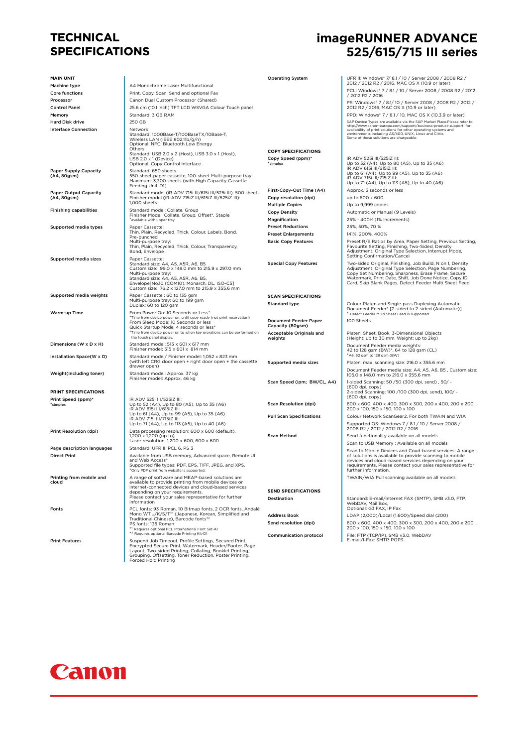# TECHNICAL SPECIFICATIONS

# imageRUNNER ADVANCE 525/615/715 III series

## MAIN UNIT

| | |
|---|---|
| Machine type | A4 Monochrome Laser Multifunctional |
| Core functions | Print, Copy, Scan, Send and optional Fax |
| Processor | Canon Dual Custom Processor (Shared) |
| Control Panel | 25.6 cm (10.1 inch) TFT LCD WSVGA Colour Touch panel |
| Memory | Standard: 3 GB RAM |
| Hard Disk drive | 250 GB |
| Interface Connection | Network<br>Standard: 1000Base-T/100BaseTX/10Base-T, Wireless LAN (IEEE 802.11b/g/n)<br>Optional: NFC, Bluetooth Low Energy<br>Others<br>Standard: USB 2.0 x 2 (Host), USB 3.0 x 1 (Host), USB 2.0 x 1 (Device)<br>Optional: Copy Control Interface |
| Paper Supply Capacity (A4, 80gsm) | Standard: 650 sheets<br>550-sheet paper cassette, 100-sheet Multi-purpose tray<br>Maximum: 3,300 sheets (with High Capacity Cassette Feeding Unit-D1) |
| Paper Output Capacity (A4, 80gsm) | Standard model (iR-ADV 715i III/615i III/525i III): 500 sheets<br>Finisher model (iR-ADV 715iZ III/615iZ III/525iZ III): 1,000 sheets |
| Finishing capabilities | Standard model: Collate, Group<br>Finisher Model: Collate, Group, Offset*, Staple<br>*available with upper tray |
| Supported media types | Paper Cassette:<br>Thin, Plain, Recycled, Thick, Colour, Labels, Bond, Pre-punched<br>Multi-purpose tray:<br>Thin, Plain, Recycled, Thick, Colour, Transparency, Bond, Envelope |
| Supported media sizes | Paper Cassette:<br>Standard size: A4, A5, A5R, A6, B5<br>Custom size: 99.0 x 148.0 mm to 215.9 x 297.0 mm<br>Multi-purpose tray:<br>Standard size: A4, A5, A5R, A6, B5,<br>Envelope[No.10 (COM10), Monarch, DL, ISO-C5]<br>Custom size: 76.2 x 127.0 mm to 215.9 x 355.6 mm |
| Supported media weights | Paper Cassette : 60 to 135 gsm<br>Multi-purpose tray: 60 to 199 gsm<br>Duplex: 60 to 120 gsm |
| Warm-up Time | From Power On: 10 Seconds or Less*<br>*Time from device power on, until copy ready (not print reservation)<br>From Sleep Mode: 10 Seconds or less<br>Quick Startup Mode: 4 seconds or less*<br>*Time from device power on to when key orerations can be performed on the touch panel display. |
| Dimensions (W x D x H) | Standard model: 513 x 601 x 617 mm<br>Finisher model: 515 x 601 x 814 mm |
| Installation Space(W x D) | Standard model/ Finisher model: 1,052 x 823 mm<br>(with left CRG door open + right door open + the cassette drawer open) |
| Weight(Including toner) | Standard model: Approx. 37 kg<br>Finisher model: Approx. 46 kg |

## PRINT SPECIFICATIONS

| | |
|---|---|
| Print Speed (ppm)*<br>*simplex | iR ADV 525i III/525iZ III:<br>Up to 52 (A4), Up to 80 (A5), Up to 35 (A6)<br>iR ADV 615i III/615iZ III:<br>Up to 61 (A4), Up to 99 (A5), Up to 35 (A6)<br>iR ADV 715i III/715iZ III:<br>Up to 71 (A4), Up to 113 (A5), Up to 40 (A6) |
| Print Resolution (dpi) | Data processing resolution: 600 x 600 (default), 1,200 x 1,200 (up to)<br>Laser resolution: 1,200 x 600, 600 x 600 |
| Page description languages | Standard: UFR II, PCL 6, PS 3 |
| Direct Print | Available from USB memory, Advanced space, Remote UI and Web Access*<br>Supported file types: PDF, EPS, TIFF, JPEG, and XPS.<br>*Only PDF print from website is supported. |
| Printing from mobile and cloud | A range of software and MEAP-based solutions are available to provide printing from mobile devices or internet-connected devices and cloud-based services depending on your requirements.<br>Please contact your sales representative for further information |
| Fonts | PCL fonts: 93 Roman, 10 Bitmap fonts, 2 OCR fonts, Andalé Mono WT J/K/S/T*1 (Japanese, Korean, Simplified and Traditional Chinese), Barcode fonts*2<br>PS fonts: 136 Roman<br>*1 Requires optional PCL International Font Set-A1<br>*2 Requires optional Barcode Printing Kit-D1 |
| Print Features | Suspend Job Timeout, Profile Settings, Secured Print, Encrypted Secure Print, Watermark, Header/Footer, Page Layout, Two-sided Printing, Collating, Booklet Printing, Grouping, Offsetting, Toner Reduction, Poster Printing, Forced Hold Printing |
| Operating System | UFR II: Windows® 7/ 8.1 / 10 / Server 2008 / 2008 R2 / 2012 / 2012 R2 / 2016, MAC OS X (10.9 or later)<br>PCL: Windows® 7 / 8.1 / 10 / Server 2008 / 2008 R2 / 2012 / 2012 R2 / 2016<br>PS: Windows® 7 / 8.1/ 10 / Server 2008 / 2008 R2 / 2012 / 2012 R2 / 2016, MAC OS X (10.9 or later)<br>PPD: Windows® 7 / 8.1 / 10, MAC OS X (10.3.9 or later)<br>SAP Device Types are available via the SAP Market Place.Please refer to http://www.canon-europe.com/support/business-product-support for availability of print solutions for other operating systems and environments including AS/400, UNIX, Linux and Citrix.<br>Some of these solutions are chargeable. |

## COPY SPECIFICATIONS

| | |
|---|---|
| Copy Speed (ppm)*<br>*simplex | iR ADV 525i III/525iZ III:<br>Up to 52 (A4), Up to 80 (A5), Up to 35 (A6)<br>iR ADV 615i III/615iZ III:<br>Up to 61 (A4), Up to 99 (A5), Up to 35 (A6)<br>iR ADV 715i III/715iZ III:<br>Up to 71 (A4), Up to 113 (A5), Up to 40 (A6) |
| First-Copy-Out Time (A4) | Approx. 5 seconds or less |
| Copy resolution (dpi) | up to 600 x 600 |
| Multiple Copies | Up to 9,999 copies |
| Copy Density | Automatic or Manual (9 Levels) |
| Magnification | 25% - 400% (1% Increments) |
| Preset Reductions | 25%, 50%, 70 % |
| Preset Enlargements | 141%, 200%, 400% |
| Basic Copy Features | Preset R/E Ratios by Area, Paper Setting, Previous Setting, Favourite Setting, Finishing, Two-Sided, Density Adjustment, Original Type Selection, Interrupt Mode, Setting Confirmation/Cancel |
| Special Copy Features | Two-sided Original, Finishing, Job Build, N on 1, Density Adjustment, Original Type Selection, Page Numbering, Copy Set Numbering, Sharpness, Erase Frame, Secure Watermark, Print Date, Shift, Job Done Notice, Copy ID Card, Skip Blank Pages, Detect Feeder Multi Sheet Feed |

## SCAN SPECIFICATIONS

| | |
|---|---|
| Standard type | Colour Platen and Single-pass Duplexing Automatic Document Feeder* [2-sided to 2-sided (Automatic)]<br>* Detect Feeder Multi Sheet Feed is supported. |
| Document Feeder Paper Capacity (80gsm) | 100 Sheets |
| Acceptable Originals and weights | Platen: Sheet, Book, 3-Dimensional Objects (Height: up to 30 mm, Weight: up to 2kg)<br>Document Feeder media weights:<br>42 to 128 gsm (BW)*, 64 to 128 gsm (CL)<br>*A6: 52 gsm to 128 gsm (BW) |
| Supported media sizes | Platen: max. scanning size: 216.0 x 355.6 mm<br>Document Feeder media size: A4, A5, A6, B5 , Custom size: 105.0 x 148.0 mm to 216.0 x 355.6 mm |
| Scan Speed (ipm; BW/CL, A4) | 1-sided Scanning: 50 /50 (300 dpi, send) , 50/ - (600 dpi, copy)<br>2-sided Scanning: 100 /100 (300 dpi, send), 100/ - (600 dpi, copy) |
| Scan Resolution (dpi) | 600 x 600, 400 x 400, 300 x 300, 200 x 400, 200 x 200, 200 x 100, 150 x 150, 100 x 100 |
| Pull Scan Specifications | Colour Network ScanGear2. For both TWAIN and WIA<br>Supported OS: Windows 7 / 8.1 / 10 / Server 2008 / 2008 R2 / 2012 / 2012 R2 / 2016 |
| Scan Method | Send functionality available on all models<br>Scan to USB Memory : Available on all models<br>Scan to Mobile Devices and Coud-based services: A range of solutions is available to provide scanning to mobile devices and cloud-based services depending on your requirements. Please contact your sales representative for further information.<br>TWAIN/WIA Pull scanning available on all models |

## SEND SPECIFICATIONS

| | |
|---|---|
| Destination | Standard: E-mail/Internet FAX (SMTP), SMB v3.0, FTP, WebDAV, Mail Box,<br>Optional: G3 FAX, IP Fax |
| Address Book | LDAP (2,000)/Local (1,600)/Speed dial (200) |
| Send resolution (dpi) | 600 x 600, 400 x 400, 300 x 300, 200 x 400, 200 x 200, 200 x 100, 150 x 150, 100 x 100 |
| Communication protocol | File: FTP (TCP/IP), SMB v3.0, WebDAV<br>E-mail/I-Fax: SMTP, POP3 |

Canon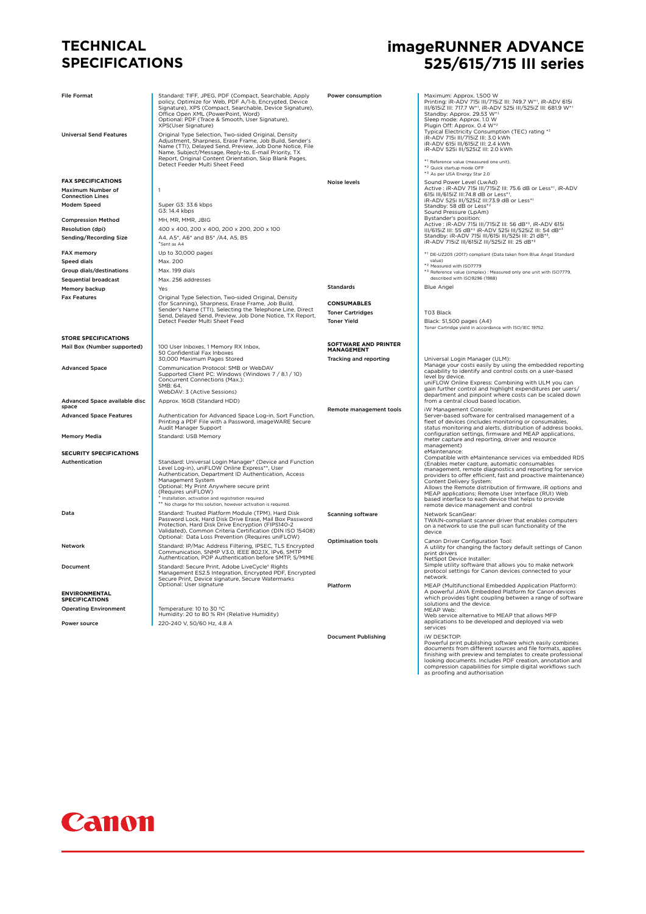# TECHNICAL SPECIFICATIONS

# imageRUNNER ADVANCE 525/615/715 III series

| | |
|---|---|
| File Format | Standard: TIFF, JPEG, PDF (Compact, Searchable, Apply policy, Optimize for Web, PDF A/1-b, Encrypted, Device Signature), XPS (Compact, Searchable, Device Signature), Office Open XML (PowerPoint, Word)<br>Optional: PDF (Trace & Smooth, User Signature), XPS(User Signature) |
| Universal Send Features | Original Type Selection, Two-sided Original, Density Adjustment, Sharpness, Erase Frame, Job Build, Sender's Name (TTI), Delayed Send, Preview, Job Done Notice, File Name, Subject/Message, Reply-to, E-mail Priority, TX Report, Original Content Orientation, Skip Blank Pages, Detect Feeder Multi Sheet Feed |

## FAX SPECIFICATIONS

| | |
|---|---|
| Maximum Number of Connection Lines | 1 |
| Modem Speed | Super G3: 33.6 kbps<br>G3: 14.4 kbps |
| Compression Method | MH, MR, MMR, JBIG |
| Resolution (dpi) | 400 x 400, 200 x 400, 200 x 200, 200 x 100 |
| Sending/Recording Size | A4, A5*, A6* and B5* /A4, A5, B5<br>*Sent as A4 |
| FAX memory | Up to 30,000 pages |
| Speed dials | Max. 200 |
| Group dials/destinations | Max. 199 dials |
| Sequential broadcast | Max. 256 addresses |
| Memory backup | Yes |
| Fax Features | Original Type Selection, Two-sided Original, Density (for Scanning), Sharpness, Erase Frame, Job Build, Sender's Name (TTI), Selecting the Telephone Line, Direct Send, Delayed Send, Preview, Job Done Notice, TX Report, Detect Feeder Multi Sheet Feed |

## STORE SPECIFICATIONS

| | |
|---|---|
| Mail Box (Number supported) | 100 User Inboxes, 1 Memory RX Inbox, 50 Confidential Fax Inboxes<br>30,000 Maximum Pages Stored |
| Advanced Space | Communication Protocol: SMB or WebDAV<br>Supported Client PC: Windows (Windows 7 / 8.1 / 10)<br>Concurrent Connections (Max.):<br>SMB: 64,<br>WebDAV: 3 (Active Sessions) |
| Advanced Space available disc space | Approx. 16GB (Standard HDD) |
| Advanced Space Features | Authentication for Advanced Space Log-in, Sort Function, Printing a PDF File with a Password, imageWARE Secure Audit Manager Support |
| Memory Media | Standard: USB Memory |

## SECURITY SPECIFICATIONS

| | |
|---|---|
| Authentication | Standard: Universal Login Manager* (Device and Function Level Log-in), uniFLOW Online Express**, User Authentication, Department ID Authentication, Access Management System<br>Optional: My Print Anywhere secure print (Requires uniFLOW)<br>* Installation, activation and registration required<br>** No charge for this solution, however activation is required. |
| Data | Standard: Trusted Platform Module (TPM), Hard Disk Password Lock, Hard Disk Drive Erase, Mail Box Password Protection, Hard Disk Drive Encryption (FIPS140-2 Validated), Common Criteria Certification (DIN ISO 15408)<br>Optional: Data Loss Prevention (Requires uniFLOW) |
| Network | Standard: IP/Mac Address Filtering, IPSEC, TLS Encrypted Communication, SNMP V3.0, IEEE 802.1X, IPv6, SMTP Authentication, POP Authentication before SMTP, S/MIME |
| Document | Standard: Secure Print, Adobe LiveCycle® Rights Management ES2.5 Integration, Encrypted PDF, Encrypted Secure Print, Device signature, Secure Watermarks<br>Optional: User signature |

## ENVIRONMENTAL SPECIFICATIONS

| | |
|---|---|
| Operating Environment | Temperature: 10 to 30 °C<br>Humidity: 20 to 80 % RH (Relative Humidity) |
| Power source | 220-240 V, 50/60 Hz, 4.8 A |
| Power consumption | Maximum: Approx. 1,500 W<br>Printing: iR-ADV 715i III/715iZ III: 749.7 W*1, iR-ADV 615i III/615iZ III: 717.7 W*1, iR-ADV 525i III/525iZ III: 681.9 W*1<br>Standby: Approx. 29.53 W*1<br>Sleep mode: Approx. 1.0 W<br>Plugin Off: Approx. 0.4 W*2<br>Typical Electricity Consumption (TEC) rating *3<br>iR-ADV 715i III/715iZ III: 3.0 kWh<br>iR-ADV 615i III/615iZ III: 2.4 kWh<br>iR-ADV 525i III/525iZ III: 2.0 kWh<br><br>*1 Reference value (measured one unit).<br>*2 Quick startup mode OFF<br>*3 As per USA Energy Star 2.0 |
| Noise levels | Sound Power Level (LwAd)<br>Active : iR-ADV 715i III/715iZ III: 75.6 dB or Less*1, iR-ADV 615i III/615iZ III:74.8 dB or Less*1,<br>iR-ADV 525i III/525iZ III:73.9 dB or Less*1<br>Standby: 58 dB or Less*2<br>Sound Pressure (LpAm)<br>Bystander's position:<br>Active : iR-ADV 715i III/715iZ III: 56 dB*3, iR-ADV 615i III/615iZ III: 55 dB*3 iR-ADV 525i III/525iZ III: 54 dB*3<br>Standby: iR-ADV 715i III/615i III/525i III: 21 dB*3,<br>iR-ADV 715iZ III/615iZ III/525iZ III: 25 dB*3<br><br>*1 DE-UZ205 (2017) compliant (Data taken from Blue Angel Standard value)<br>*2 Measured with ISO7779<br>*3 Reference value (simplex) : Measured only one unit with ISO7779, described with ISO9296 (1988) |
| Standards | Blue Angel |

## CONSUMABLES

| | |
|---|---|
| Toner Cartridges | T03 Black |
| Toner Yield | Black: 51,500 pages (A4)<br>Toner Cartridge yield in accordance with ISO/IEC 19752. |

## SOFTWARE AND PRINTER MANAGEMENT

| | |
|---|---|
| Tracking and reporting | Universal Login Manager (ULM):<br>Manage your costs easily by using the embedded reporting capability to identify and control costs on a user-based level by device.<br>uniFLOW Online Express: Combining with ULM you can gain further control and highlight expenditures per users/ department and pinpoint where costs can be scaled down from a central cloud based location. |
| Remote management tools | iW Management Console:<br>Server-based software for centralised management of a fleet of devices (includes monitoring or consumables, status monitoring and alerts, distribution of address books, configuration settings, firmware and MEAP applications, meter capture and reporting, driver and resource management)<br>eMaintenance:<br>Compatible with eMaintenance services via embedded RDS (Enables meter capture, automatic consumables management, remote diagnostics and reporting for service providers to offer efficient, fast and proactive maintenance)<br>Content Delivery System:<br>Allows the Remote distribution of firmware, iR options and MEAP applications; Remote User Interface (RUI) Web based interface to each device that helps to provide remote device management and control |
| Scanning software | Network ScanGear:<br>TWAIN-compliant scanner driver that enables computers on a network to use the pull scan functionality of the device |
| Optimisation tools | Canon Driver Configuration Tool:<br>A utility for changing the factory default settings of Canon print drivers<br>NetSpot Device Installer:<br>Simple utility software that allows you to make network protocol settings for Canon devices connected to your network. |
| Platform | MEAP (Multifunctional Embedded Application Platform):<br>A powerful JAVA Embedded Platform for Canon devices which provides tight coupling between a range of software solutions and the device.<br>MEAP Web:<br>Web service alternative to MEAP that allows MFP applications to be developed and deployed via web services |
| Document Publishing | iW DESKTOP:<br>Powerful print publishing software which easily combines documents from different sources and file formats, applies finishing with preview and templates to create professional looking documents. Includes PDF creation, annotation and compression capabilities for simple digital workflows such as proofing and authorisation |

Canon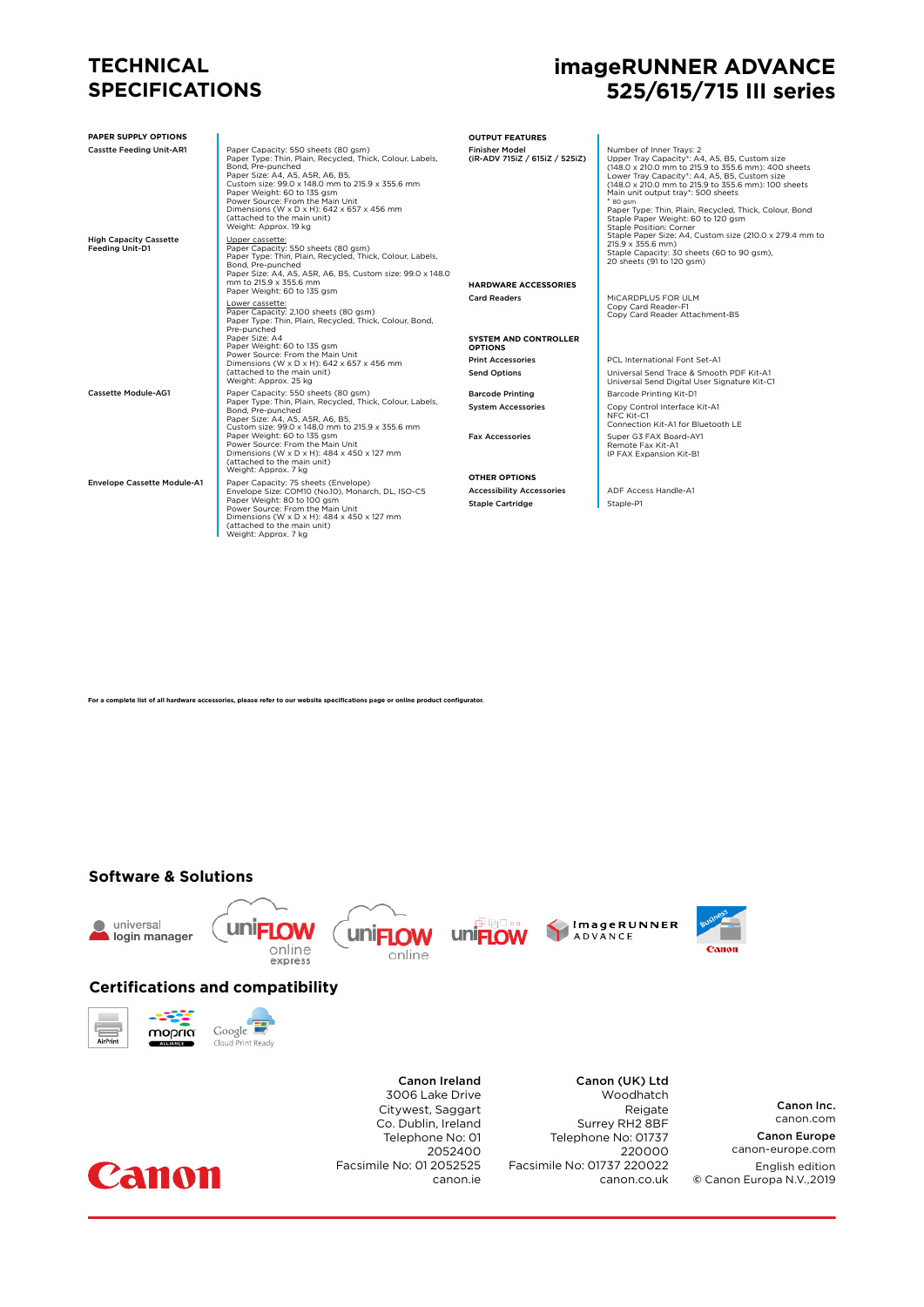# TECHNICAL SPECIFICATIONS

# imageRUNNER ADVANCE 525/615/715 III series

## PAPER SUPPLY OPTIONS

| | |
|---|---|
| Casstte Feeding Unit-AR1 | Paper Capacity: 550 sheets (80 gsm)<br>Paper Type: Thin, Plain, Recycled, Thick, Colour, Labels, Bond, Pre-punched<br>Paper Size: A4, A5, A5R, A6, B5,<br>Custom size: 99.0 x 148.0 mm to 215.9 x 355.6 mm<br>Paper Weight: 60 to 135 gsm<br>Power Source: From the Main Unit<br>Dimensions (W x D x H): 642 x 657 x 456 mm (attached to the main unit)<br>Weight: Approx. 19 kg |
| High Capacity Cassette Feeding Unit-D1 | Upper cassette:<br>Paper Capacity: 550 sheets (80 gsm)<br>Paper Type: Thin, Plain, Recycled, Thick, Colour, Labels, Bond, Pre-punched<br>Paper Size: A4, A5, A5R, A6, B5, Custom size: 99.0 x 148.0 mm to 215.9 x 355.6 mm<br>Paper Weight: 60 to 135 gsm<br>Lower cassette:<br>Paper Capacity: 2,100 sheets (80 gsm)<br>Paper Type: Thin, Plain, Recycled, Thick, Colour, Bond, Pre-punched<br>Paper Size: A4<br>Paper Weight: 60 to 135 gsm<br>Power Source: From the Main Unit<br>Dimensions (W x D x H): 642 x 657 x 456 mm (attached to the main unit)<br>Weight: Approx. 25 kg |
| Cassette Module-AG1 | Paper Capacity: 550 sheets (80 gsm)<br>Paper Type: Thin, Plain, Recycled, Thick, Colour, Labels, Bond, Pre-punched<br>Paper Size: A4, A5, A5R, A6, B5,<br>Custom size: 99.0 x 148.0 mm to 215.9 x 355.6 mm<br>Paper Weight: 60 to 135 gsm<br>Power Source: From the Main Unit<br>Dimensions (W x D x H): 484 x 450 x 127 mm (attached to the main unit)<br>Weight: Approx. 7 kg |
| Envelope Cassette Module-A1 | Paper Capacity: 75 sheets (Envelope)<br>Envelope Size: COM10 (No.10), Monarch, DL, ISO-C5<br>Paper Weight: 80 to 100 gsm<br>Power Source: From the Main Unit<br>Dimensions (W x D x H): 484 x 450 x 127 mm (attached to the main unit)<br>Weight: Approx. 7 kg |

## OUTPUT FEATURES

| | |
|---|---|
| Finisher Model (iR-ADV 715iZ / 615iZ / 525iZ) | Number of Inner Trays: 2<br>Upper Tray Capacity*: A4, A5, B5, Custom size (148.0 x 210.0 mm to 215.9 to 355.6 mm): 400 sheets<br>Lower Tray Capacity*: A4, A5, B5, Custom size (148.0 x 210.0 mm to 215.9 to 355.6 mm): 100 sheets<br>Main unit output tray*: 500 sheets<br>* 80 gsm<br>Paper Type: Thin, Plain, Recycled, Thick, Colour, Bond<br>Staple Paper Weight: 60 to 120 gsm<br>Staple Position: Corner<br>Staple Paper Size: A4, Custom size (210.0 x 279.4 mm to 215.9 x 355.6 mm)<br>Staple Capacity: 30 sheets (60 to 90 gsm), 20 sheets (91 to 120 gsm) |

## HARDWARE ACCESSORIES

| | |
|---|---|
| Card Readers | MiCARDPLUS FOR ULM<br>Copy Card Reader-F1<br>Copy Card Reader Attachment-B5 |

## SYSTEM AND CONTROLLER OPTIONS

| | |
|---|---|
| Print Accessories | PCL International Font Set-A1 |
| Send Options | Universal Send Trace & Smooth PDF Kit-A1<br>Universal Send Digital User Signature Kit-C1 |
| Barcode Printing | Barcode Printing Kit-D1 |
| System Accessories | Copy Control Interface Kit-A1<br>NFC Kit-C1<br>Connection Kit-A1 for Bluetooth LE |
| Fax Accessories | Super G3 FAX Board-AY1<br>Remote Fax Kit-A1<br>IP FAX Expansion Kit-B1 |

## OTHER OPTIONS

| | |
|---|---|
| Accessibility Accessories | ADF Access Handle-A1 |
| Staple Cartridge | Staple-P1 |

**For a complete list of all hardware accessories, please refer to our website specifications page or online product configurator.**

## Software & Solutions

universal login manager, uniFLOW online express, uniFLOW online, uniFLOW, imageRUNNER ADVANCE, Business Canon

## Certifications and compatibility

AirPrint, mopria ALLIANCE, Google Cloud Print Ready

**Canon Ireland**
3006 Lake Drive
Citywest, Saggart
Co. Dublin, Ireland
Telephone No: 01 2052400
Facsimile No: 01 2052525
canon.ie

**Canon (UK) Ltd**
Woodhatch
Reigate
Surrey RH2 8BF
Telephone No: 01737 220000
Facsimile No: 01737 220022
canon.co.uk

**Canon Inc.**
canon.com

**Canon Europe**
canon-europe.com

English edition
© Canon Europa N.V.,2019